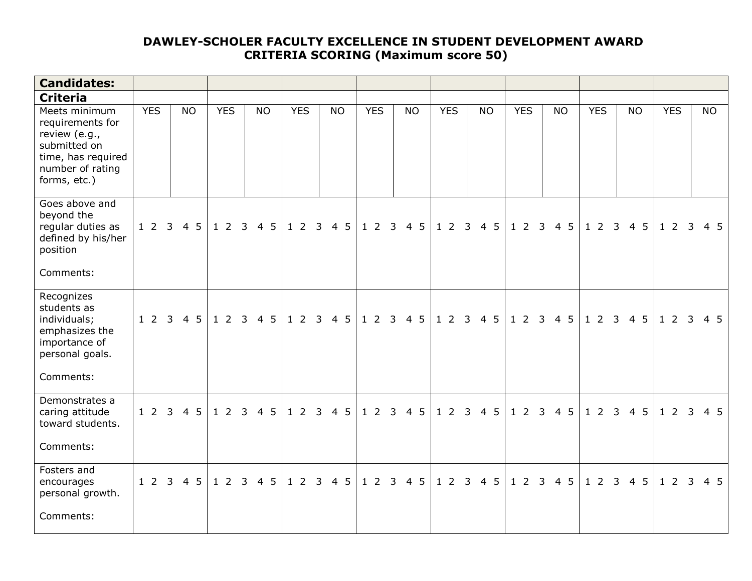# DAWLEY-SCHOLER FACULTY EXCELLENCE IN STUDENT DEVELOPMENT AWARD
## CRITERIA SCORING (Maximum score 50)

| **Candidates:** | | | | | | | | |
|---|---|---|---|---|---|---|---|---|
| **Criteria** | | | | | | | | |
| Meets minimum requirements for review (e.g., submitted on time, has required number of rating forms, etc.) | YES NO | YES NO | YES NO | YES NO | YES NO | YES NO | YES NO | YES NO |
| Goes above and beyond the regular duties as defined by his/her position<br><br>Comments: | 1 2 3 4 5 | 1 2 3 4 5 | 1 2 3 4 5 | 1 2 3 4 5 | 1 2 3 4 5 | 1 2 3 4 5 | 1 2 3 4 5 | 1 2 3 4 5 |
| Recognizes students as individuals; emphasizes the importance of personal goals.<br><br>Comments: | 1 2 3 4 5 | 1 2 3 4 5 | 1 2 3 4 5 | 1 2 3 4 5 | 1 2 3 4 5 | 1 2 3 4 5 | 1 2 3 4 5 | 1 2 3 4 5 |
| Demonstrates a caring attitude toward students.<br><br>Comments: | 1 2 3 4 5 | 1 2 3 4 5 | 1 2 3 4 5 | 1 2 3 4 5 | 1 2 3 4 5 | 1 2 3 4 5 | 1 2 3 4 5 | 1 2 3 4 5 |
| Fosters and encourages personal growth.<br><br>Comments: | 1 2 3 4 5 | 1 2 3 4 5 | 1 2 3 4 5 | 1 2 3 4 5 | 1 2 3 4 5 | 1 2 3 4 5 | 1 2 3 4 5 | 1 2 3 4 5 |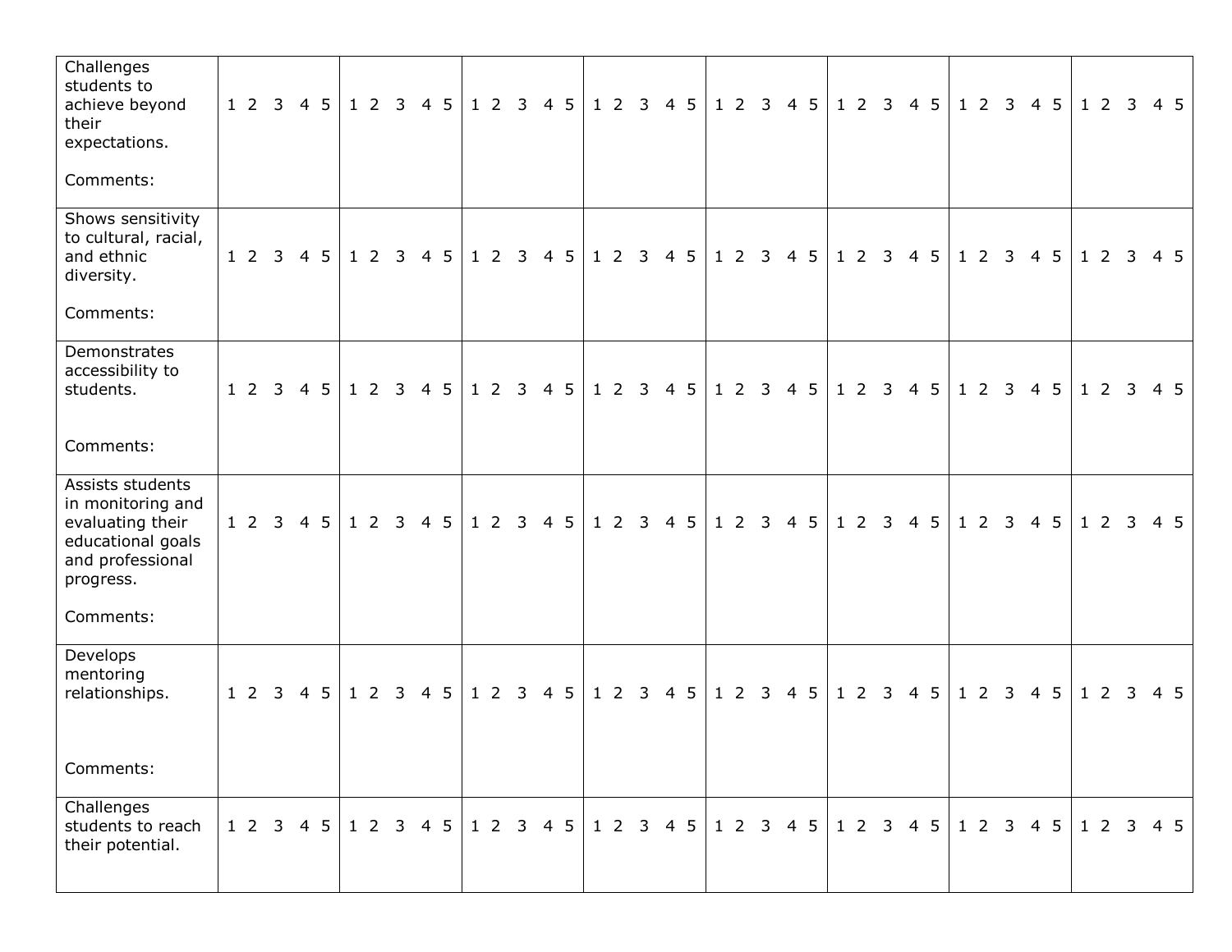| | | | | | | | | |
|---|---|---|---|---|---|---|---|---|
| Challenges students to achieve beyond their expectations.<br><br>Comments: | 1 2 3 4 5 | 1 2 3 4 5 | 1 2 3 4 5 | 1 2 3 4 5 | 1 2 3 4 5 | 1 2 3 4 5 | 1 2 3 4 5 | 1 2 3 4 5 |
| Shows sensitivity to cultural, racial, and ethnic diversity.<br><br>Comments: | 1 2 3 4 5 | 1 2 3 4 5 | 1 2 3 4 5 | 1 2 3 4 5 | 1 2 3 4 5 | 1 2 3 4 5 | 1 2 3 4 5 | 1 2 3 4 5 |
| Demonstrates accessibility to students.<br><br>Comments: | 1 2 3 4 5 | 1 2 3 4 5 | 1 2 3 4 5 | 1 2 3 4 5 | 1 2 3 4 5 | 1 2 3 4 5 | 1 2 3 4 5 | 1 2 3 4 5 |
| Assists students in monitoring and evaluating their educational goals and professional progress.<br><br>Comments: | 1 2 3 4 5 | 1 2 3 4 5 | 1 2 3 4 5 | 1 2 3 4 5 | 1 2 3 4 5 | 1 2 3 4 5 | 1 2 3 4 5 | 1 2 3 4 5 |
| Develops mentoring relationships.<br><br>Comments: | 1 2 3 4 5 | 1 2 3 4 5 | 1 2 3 4 5 | 1 2 3 4 5 | 1 2 3 4 5 | 1 2 3 4 5 | 1 2 3 4 5 | 1 2 3 4 5 |
| Challenges students to reach their potential. | 1 2 3 4 5 | 1 2 3 4 5 | 1 2 3 4 5 | 1 2 3 4 5 | 1 2 3 4 5 | 1 2 3 4 5 | 1 2 3 4 5 | 1 2 3 4 5 |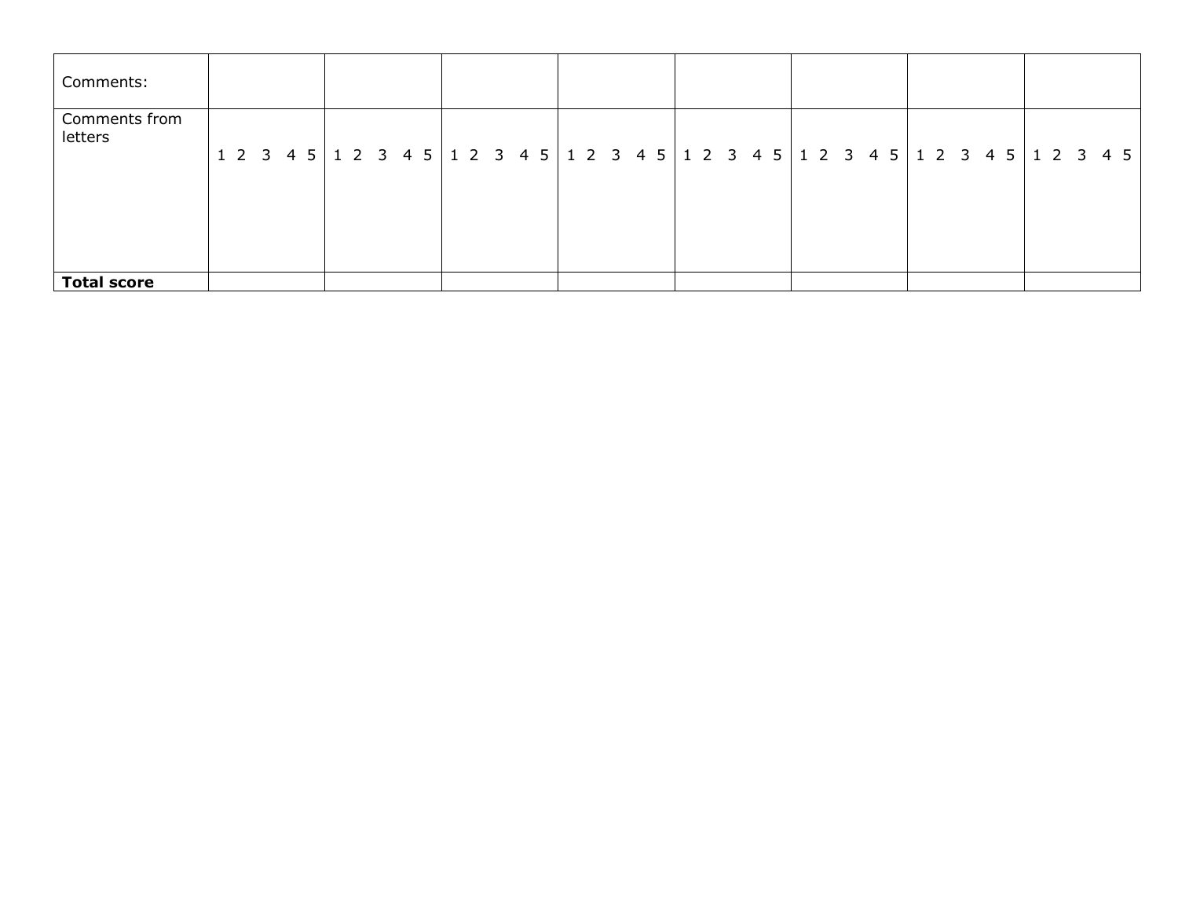| | | | | | | | | |
|---|---|---|---|---|---|---|---|---|
| Comments: | | | | | | | | |
| Comments from letters | 1 2 3 4 5 | 1 2 3 4 5 | 1 2 3 4 5 | 1 2 3 4 5 | 1 2 3 4 5 | 1 2 3 4 5 | 1 2 3 4 5 | 1 2 3 4 5 |
| **Total score** | | | | | | | | |